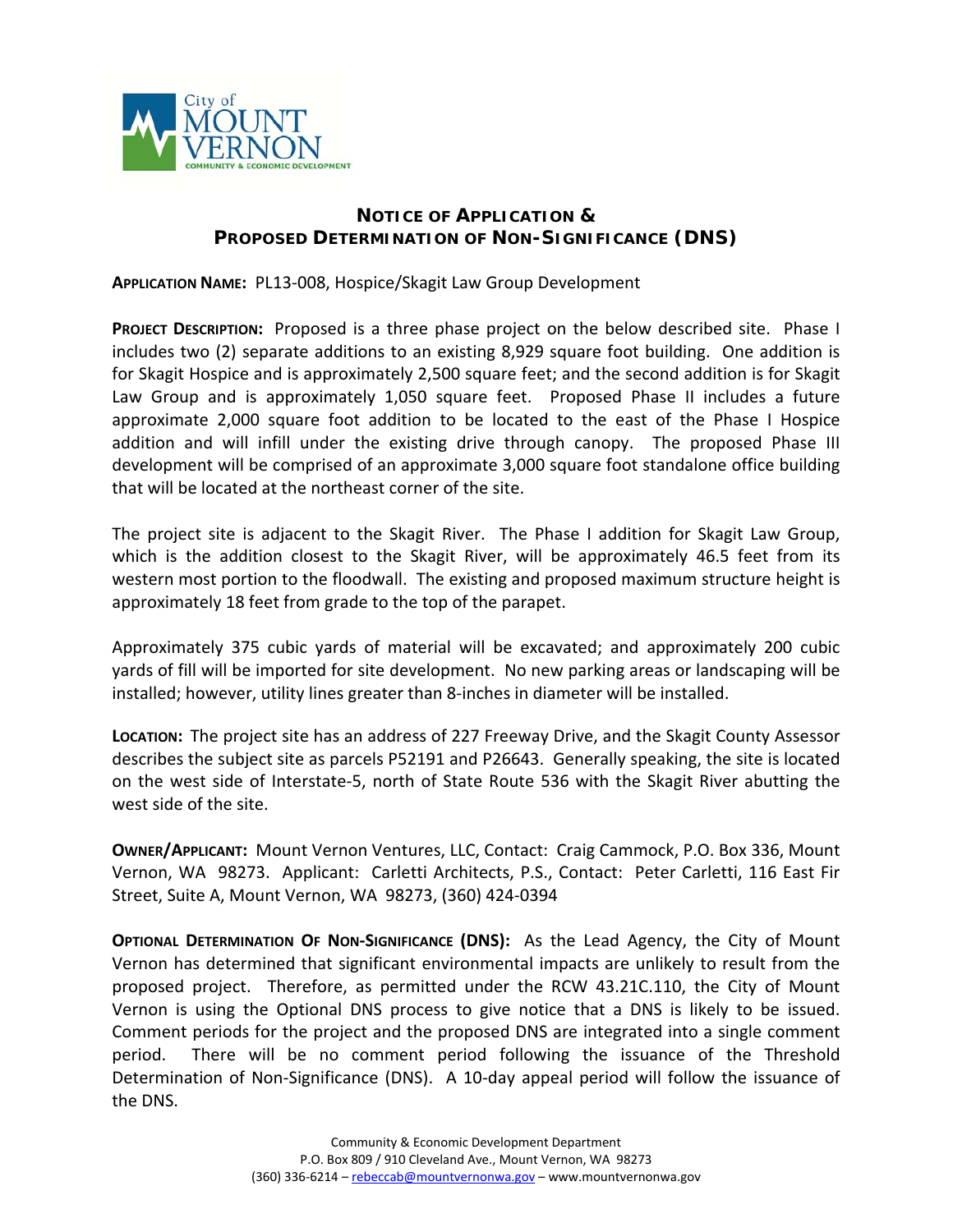City of MOUNT VERNON
COMMUNITY & ECONOMIC DEVELOPMENT

# NOTICE OF APPLICATION & PROPOSED DETERMINATION OF NON-SIGNIFICANCE (DNS)

**APPLICATION NAME:** PL13-008, Hospice/Skagit Law Group Development

**PROJECT DESCRIPTION:** Proposed is a three phase project on the below described site. Phase I includes two (2) separate additions to an existing 8,929 square foot building. One addition is for Skagit Hospice and is approximately 2,500 square feet; and the second addition is for Skagit Law Group and is approximately 1,050 square feet. Proposed Phase II includes a future approximate 2,000 square foot addition to be located to the east of the Phase I Hospice addition and will infill under the existing drive through canopy. The proposed Phase III development will be comprised of an approximate 3,000 square foot standalone office building that will be located at the northeast corner of the site.

The project site is adjacent to the Skagit River. The Phase I addition for Skagit Law Group, which is the addition closest to the Skagit River, will be approximately 46.5 feet from its western most portion to the floodwall. The existing and proposed maximum structure height is approximately 18 feet from grade to the top of the parapet.

Approximately 375 cubic yards of material will be excavated; and approximately 200 cubic yards of fill will be imported for site development. No new parking areas or landscaping will be installed; however, utility lines greater than 8-inches in diameter will be installed.

**LOCATION:** The project site has an address of 227 Freeway Drive, and the Skagit County Assessor describes the subject site as parcels P52191 and P26643. Generally speaking, the site is located on the west side of Interstate-5, north of State Route 536 with the Skagit River abutting the west side of the site.

**OWNER/APPLICANT:** Mount Vernon Ventures, LLC, Contact: Craig Cammock, P.O. Box 336, Mount Vernon, WA 98273. Applicant: Carletti Architects, P.S., Contact: Peter Carletti, 116 East Fir Street, Suite A, Mount Vernon, WA 98273, (360) 424-0394

**OPTIONAL DETERMINATION OF NON-SIGNIFICANCE (DNS):** As the Lead Agency, the City of Mount Vernon has determined that significant environmental impacts are unlikely to result from the proposed project. Therefore, as permitted under the RCW 43.21C.110, the City of Mount Vernon is using the Optional DNS process to give notice that a DNS is likely to be issued. Comment periods for the project and the proposed DNS are integrated into a single comment period. There will be no comment period following the issuance of the Threshold Determination of Non-Significance (DNS). A 10-day appeal period will follow the issuance of the DNS.

Community & Economic Development Department
P.O. Box 809 / 910 Cleveland Ave., Mount Vernon, WA 98273
(360) 336-6214 – rebeccab@mountvernonwa.gov – www.mountvernonwa.gov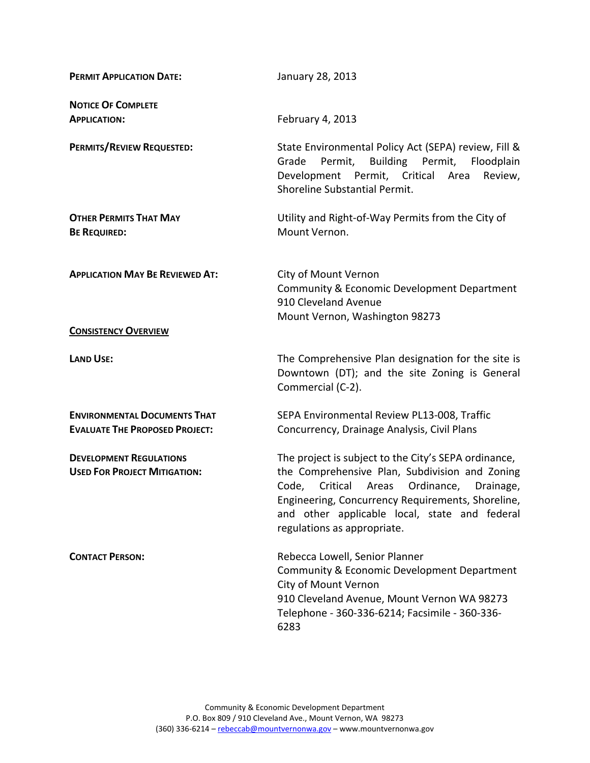**PERMIT APPLICATION DATE:** January 28, 2013

**NOTICE OF COMPLETE APPLICATION:** February 4, 2013

**PERMITS/REVIEW REQUESTED:** State Environmental Policy Act (SEPA) review, Fill & Grade Permit, Building Permit, Floodplain Development Permit, Critical Area Review, Shoreline Substantial Permit.

**OTHER PERMITS THAT MAY BE REQUIRED:** Utility and Right-of-Way Permits from the City of Mount Vernon.

**APPLICATION MAY BE REVIEWED AT:** City of Mount Vernon
Community & Economic Development Department
910 Cleveland Avenue
Mount Vernon, Washington 98273

**CONSISTENCY OVERVIEW**

**LAND USE:** The Comprehensive Plan designation for the site is Downtown (DT); and the site Zoning is General Commercial (C-2).

**ENVIRONMENTAL DOCUMENTS THAT EVALUATE THE PROPOSED PROJECT:** SEPA Environmental Review PL13-008, Traffic Concurrency, Drainage Analysis, Civil Plans

**DEVELOPMENT REGULATIONS USED FOR PROJECT MITIGATION:** The project is subject to the City's SEPA ordinance, the Comprehensive Plan, Subdivision and Zoning Code, Critical Areas Ordinance, Drainage, Engineering, Concurrency Requirements, Shoreline, and other applicable local, state and federal regulations as appropriate.

**CONTACT PERSON:** Rebecca Lowell, Senior Planner
Community & Economic Development Department
City of Mount Vernon
910 Cleveland Avenue, Mount Vernon WA 98273
Telephone - 360-336-6214; Facsimile - 360-336-6283

Community & Economic Development Department
P.O. Box 809 / 910 Cleveland Ave., Mount Vernon, WA 98273
(360) 336-6214 – rebeccab@mountvernonwa.gov – www.mountvernonwa.gov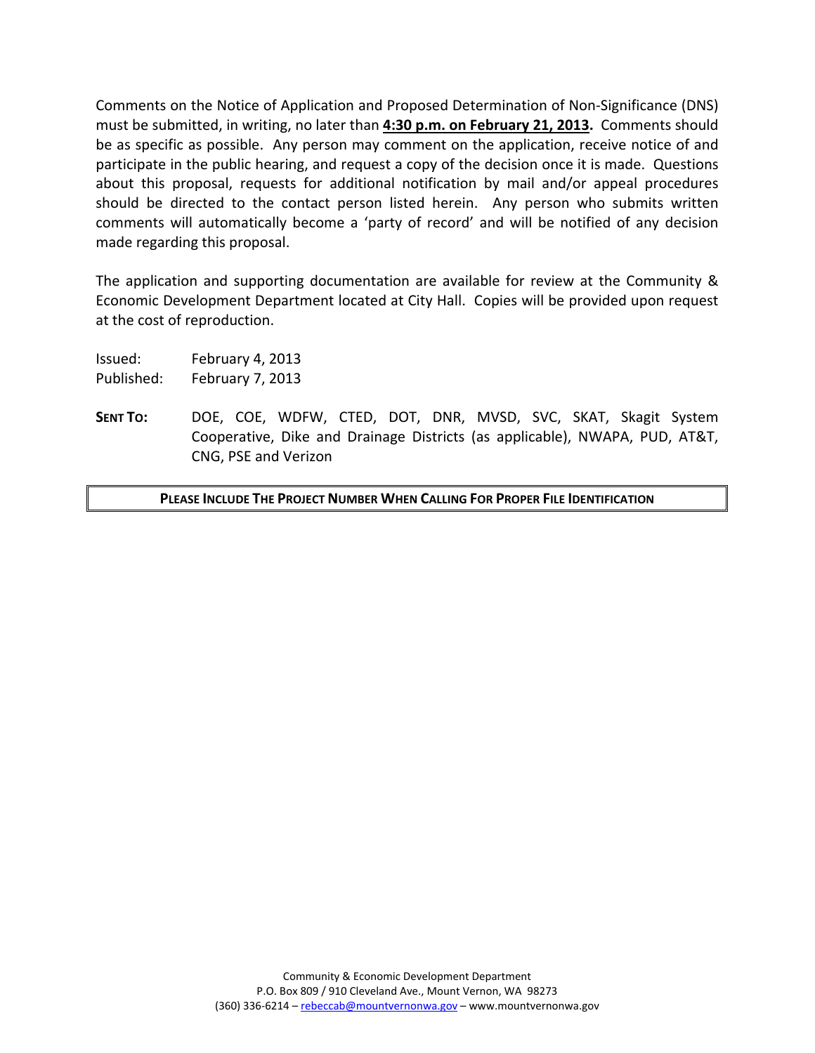Comments on the Notice of Application and Proposed Determination of Non-Significance (DNS) must be submitted, in writing, no later than **4:30 p.m. on February 21, 2013.** Comments should be as specific as possible. Any person may comment on the application, receive notice of and participate in the public hearing, and request a copy of the decision once it is made. Questions about this proposal, requests for additional notification by mail and/or appeal procedures should be directed to the contact person listed herein. Any person who submits written comments will automatically become a 'party of record' and will be notified of any decision made regarding this proposal.

The application and supporting documentation are available for review at the Community & Economic Development Department located at City Hall. Copies will be provided upon request at the cost of reproduction.

Issued: February 4, 2013
Published: February 7, 2013

**SENT TO:** DOE, COE, WDFW, CTED, DOT, DNR, MVSD, SVC, SKAT, Skagit System Cooperative, Dike and Drainage Districts (as applicable), NWAPA, PUD, AT&T, CNG, PSE and Verizon

**PLEASE INCLUDE THE PROJECT NUMBER WHEN CALLING FOR PROPER FILE IDENTIFICATION**

Community & Economic Development Department
P.O. Box 809 / 910 Cleveland Ave., Mount Vernon, WA 98273
(360) 336-6214 – rebeccab@mountvernonwa.gov – www.mountvernonwa.gov